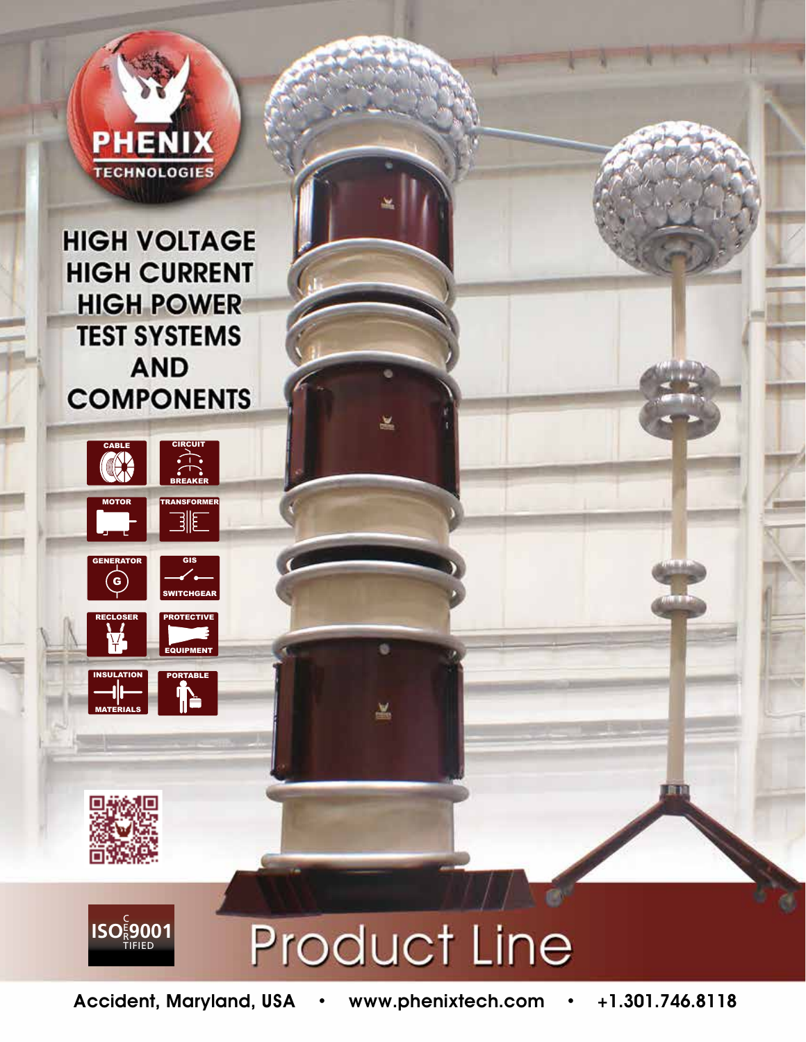PHENIX TECHNOLOGIES

# HIGH VOLTAGE HIGH CURRENT HIGH POWER TEST SYSTEMS AND COMPONENTS

- CABLE
- CIRCUIT BREAKER
- MOTOR
- TRANSFORMER
- GENERATOR
- GIS SWITCHGEAR
- RECLOSER
- PROTECTIVE EQUIPMENT
- INSULATION MATERIALS
- PORTABLE

ISO 9001 CERTIFIED

# Product Line

Accident, Maryland, USA • www.phenixtech.com • +1.301.746.8118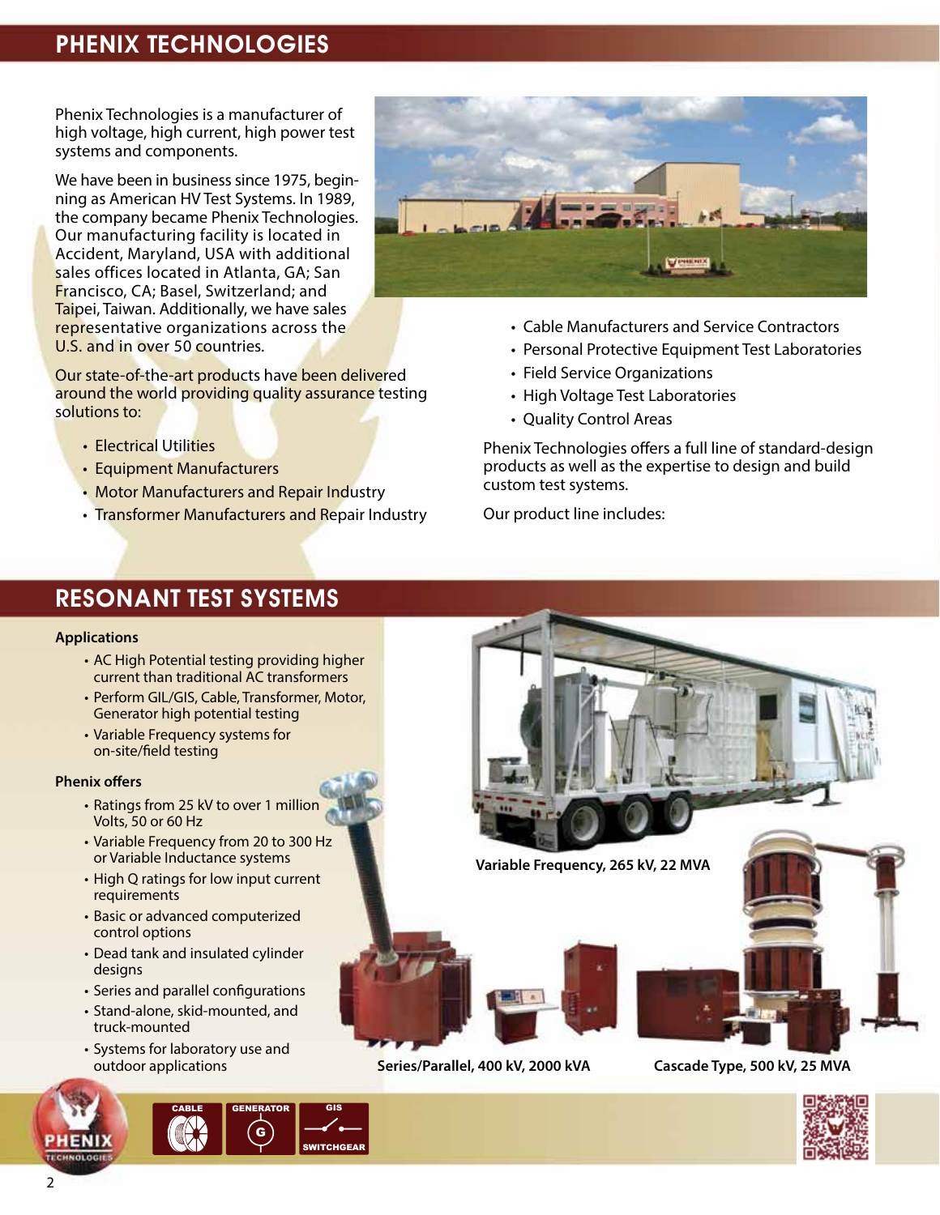## PHENIX TECHNOLOGIES

Phenix Technologies is a manufacturer of high voltage, high current, high power test systems and components.

We have been in business since 1975, beginning as American HV Test Systems. In 1989, the company became Phenix Technologies. Our manufacturing facility is located in Accident, Maryland, USA with additional sales offices located in Atlanta, GA; San Francisco, CA; Basel, Switzerland; and Taipei, Taiwan. Additionally, we have sales representative organizations across the U.S. and in over 50 countries.

Our state-of-the-art products have been delivered around the world providing quality assurance testing solutions to:

- Electrical Utilities
- Equipment Manufacturers
- Motor Manufacturers and Repair Industry
- Transformer Manufacturers and Repair Industry
- Cable Manufacturers and Service Contractors
- Personal Protective Equipment Test Laboratories
- Field Service Organizations
- High Voltage Test Laboratories
- Quality Control Areas

Phenix Technologies offers a full line of standard-design products as well as the expertise to design and build custom test systems.

Our product line includes:

## RESONANT TEST SYSTEMS

**Applications**

- AC High Potential testing providing higher current than traditional AC transformers
- Perform GIL/GIS, Cable, Transformer, Motor, Generator high potential testing
- Variable Frequency systems for on-site/field testing

**Phenix offers**

- Ratings from 25 kV to over 1 million Volts, 50 or 60 Hz
- Variable Frequency from 20 to 300 Hz or Variable Inductance systems
- High Q ratings for low input current requirements
- Basic or advanced computerized control options
- Dead tank and insulated cylinder designs
- Series and parallel configurations
- Stand-alone, skid-mounted, and truck-mounted
- Systems for laboratory use and outdoor applications

Variable Frequency, 265 kV, 22 MVA

Series/Parallel, 400 kV, 2000 kVA

Cascade Type, 500 kV, 25 MVA

CABLE GENERATOR GIS SWITCHGEAR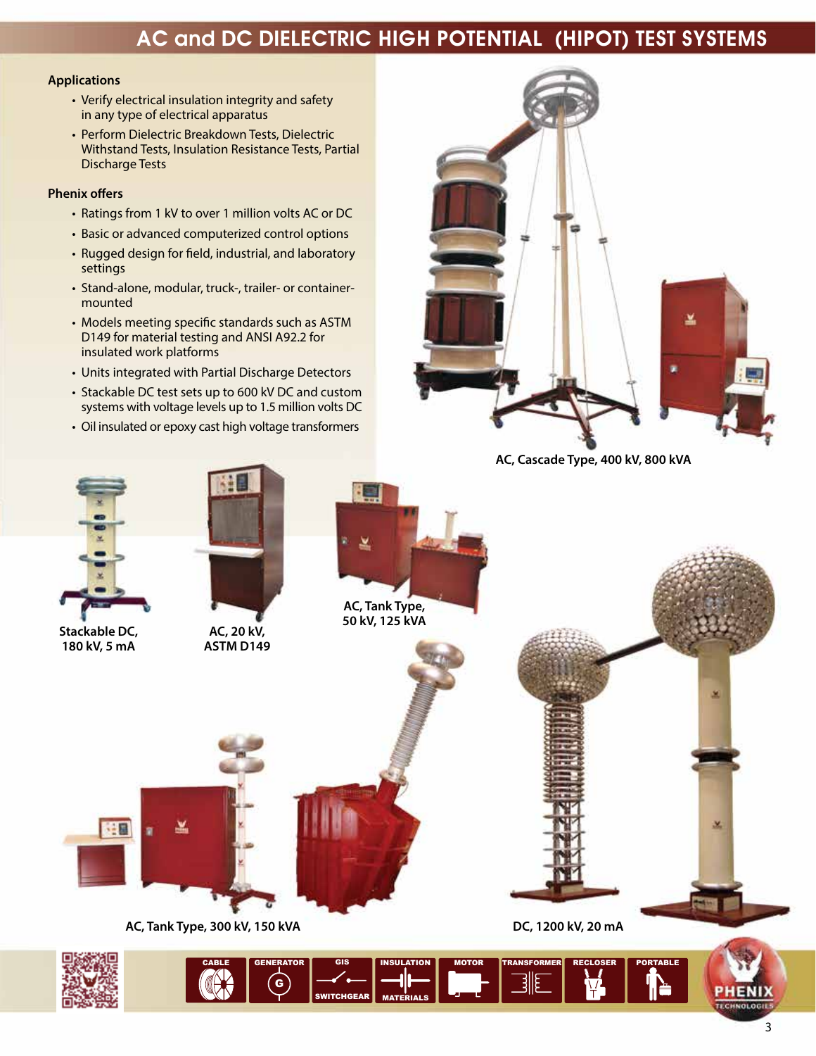# AC and DC DIELECTRIC HIGH POTENTIAL (HIPOT) TEST SYSTEMS

### Applications

- Verify electrical insulation integrity and safety in any type of electrical apparatus
- Perform Dielectric Breakdown Tests, Dielectric Withstand Tests, Insulation Resistance Tests, Partial Discharge Tests

### Phenix offers

- Ratings from 1 kV to over 1 million volts AC or DC
- Basic or advanced computerized control options
- Rugged design for field, industrial, and laboratory settings
- Stand-alone, modular, truck-, trailer- or container-mounted
- Models meeting specific standards such as ASTM D149 for material testing and ANSI A92.2 for insulated work platforms
- Units integrated with Partial Discharge Detectors
- Stackable DC test sets up to 600 kV DC and custom systems with voltage levels up to 1.5 million volts DC
- Oil insulated or epoxy cast high voltage transformers

**AC, Cascade Type, 400 kV, 800 kVA**

**Stackable DC, 180 kV, 5 mA**

**AC, 20 kV, ASTM D149**

**AC, Tank Type, 50 kV, 125 kVA**

**AC, Tank Type, 300 kV, 150 kVA**

**DC, 1200 kV, 20 mA**

CABLE | GENERATOR | GIS SWITCHGEAR | INSULATION MATERIALS | MOTOR | TRANSFORMER | RECLOSER | PORTABLE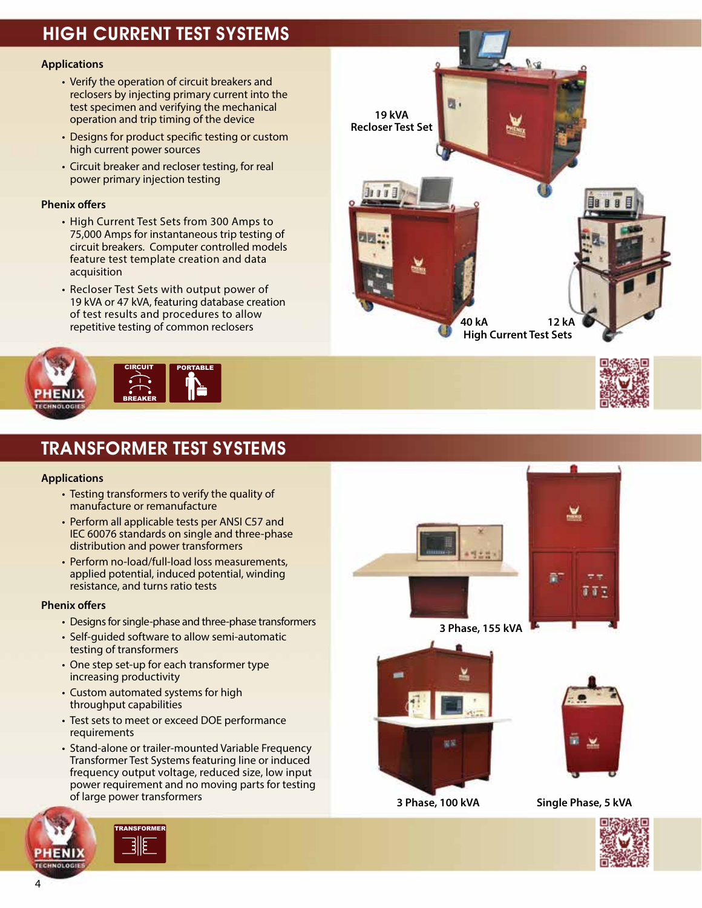## HIGH CURRENT TEST SYSTEMS

### Applications

- Verify the operation of circuit breakers and reclosers by injecting primary current into the test specimen and verifying the mechanical operation and trip timing of the device
- Designs for product specific testing or custom high current power sources
- Circuit breaker and recloser testing, for real power primary injection testing

### Phenix offers

- High Current Test Sets from 300 Amps to 75,000 Amps for instantaneous trip testing of circuit breakers. Computer controlled models feature test template creation and data acquisition
- Recloser Test Sets with output power of 19 kVA or 47 kVA, featuring database creation of test results and procedures to allow repetitive testing of common reclosers

19 kVA Recloser Test Set

40 kA 12 kA High Current Test Sets

CIRCUIT BREAKER PORTABLE

## TRANSFORMER TEST SYSTEMS

### Applications

- Testing transformers to verify the quality of manufacture or remanufacture
- Perform all applicable tests per ANSI C57 and IEC 60076 standards on single and three-phase distribution and power transformers
- Perform no-load/full-load loss measurements, applied potential, induced potential, winding resistance, and turns ratio tests

### Phenix offers

- Designs for single-phase and three-phase transformers
- Self-guided software to allow semi-automatic testing of transformers
- One step set-up for each transformer type increasing productivity
- Custom automated systems for high throughput capabilities
- Test sets to meet or exceed DOE performance requirements
- Stand-alone or trailer-mounted Variable Frequency Transformer Test Systems featuring line or induced frequency output voltage, reduced size, low input power requirement and no moving parts for testing of large power transformers

3 Phase, 155 kVA

3 Phase, 100 kVA

Single Phase, 5 kVA

TRANSFORMER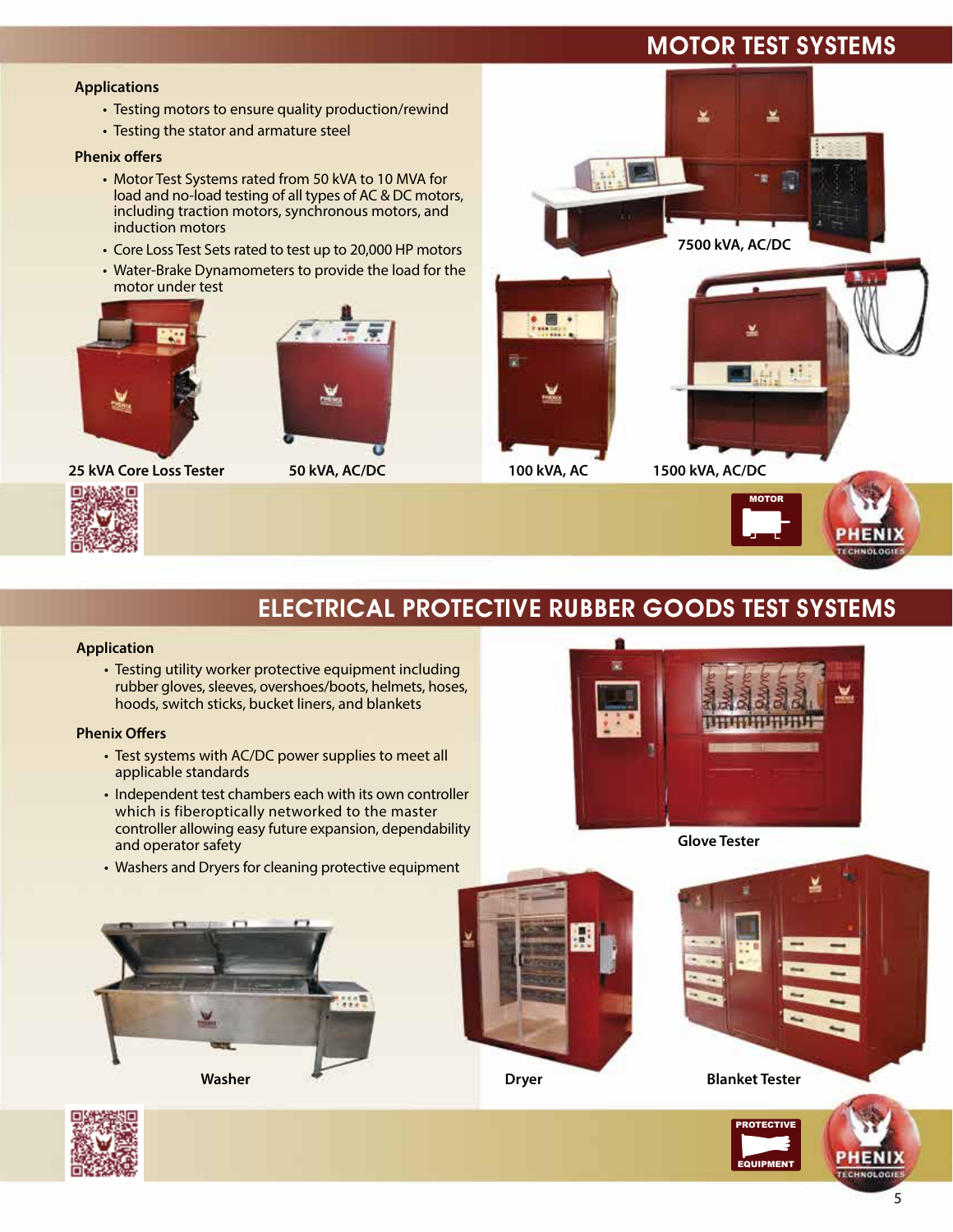# MOTOR TEST SYSTEMS

**Applications**

- Testing motors to ensure quality production/rewind
- Testing the stator and armature steel

**Phenix offers**

- Motor Test Systems rated from 50 kVA to 10 MVA for load and no-load testing of all types of AC & DC motors, including traction motors, synchronous motors, and induction motors
- Core Loss Test Sets rated to test up to 20,000 HP motors
- Water-Brake Dynamometers to provide the load for the motor under test

7500 kVA, AC/DC

25 kVA Core Loss Tester

50 kVA, AC/DC

100 kVA, AC

1500 kVA, AC/DC

# ELECTRICAL PROTECTIVE RUBBER GOODS TEST SYSTEMS

**Application**

- Testing utility worker protective equipment including rubber gloves, sleeves, overshoes/boots, helmets, hoses, hoods, switch sticks, bucket liners, and blankets

**Phenix Offers**

- Test systems with AC/DC power supplies to meet all applicable standards
- Independent test chambers each with its own controller which is fiberoptically networked to the master controller allowing easy future expansion, dependability and operator safety
- Washers and Dryers for cleaning protective equipment

Glove Tester

Washer

Dryer

Blanket Tester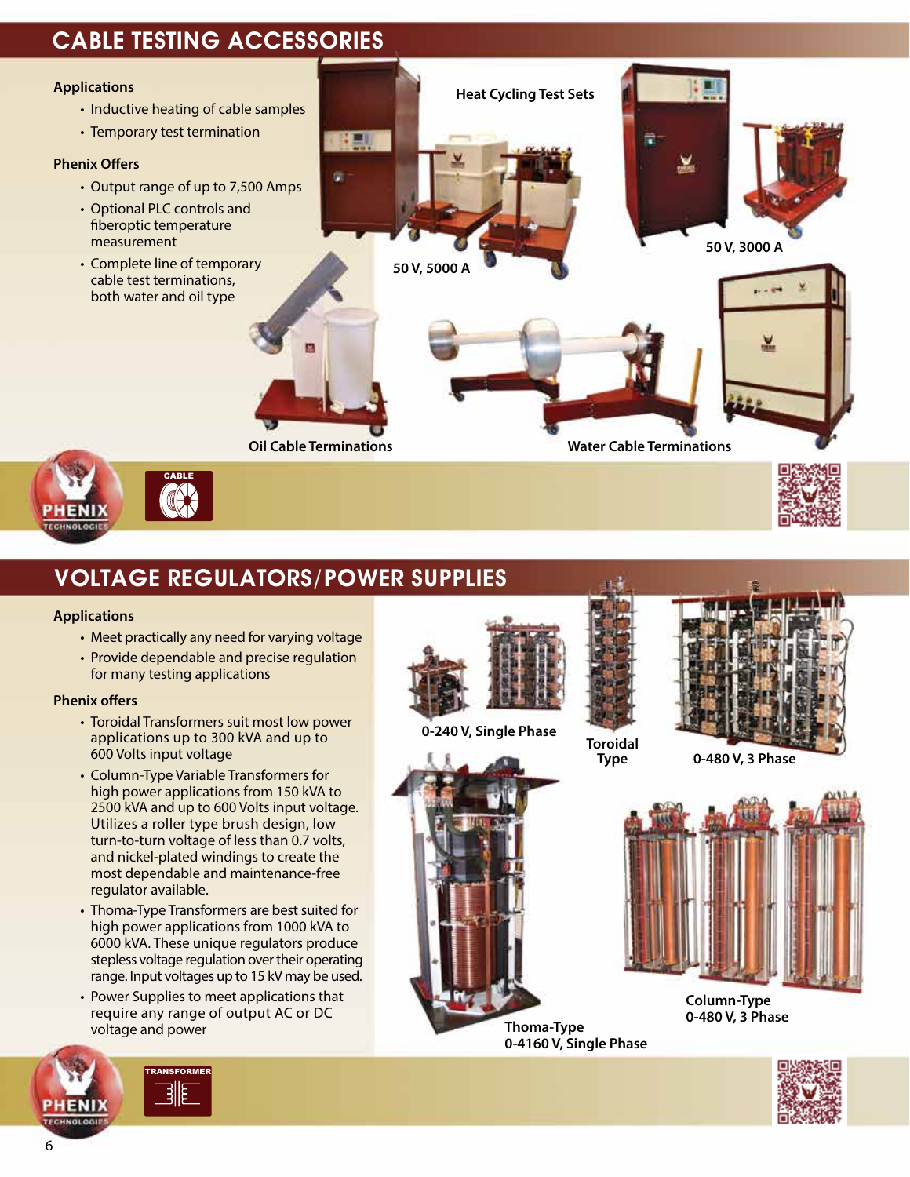# CABLE TESTING ACCESSORIES

### Applications

- Inductive heating of cable samples
- Temporary test termination

### Phenix Offers

- Output range of up to 7,500 Amps
- Optional PLC controls and fiberoptic temperature measurement
- Complete line of temporary cable test terminations, both water and oil type

Heat Cycling Test Sets

50 V, 5000 A

50 V, 3000 A

Oil Cable Terminations

Water Cable Terminations

# VOLTAGE REGULATORS/POWER SUPPLIES

### Applications

- Meet practically any need for varying voltage
- Provide dependable and precise regulation for many testing applications

### Phenix offers

- Toroidal Transformers suit most low power applications up to 300 kVA and up to 600 Volts input voltage
- Column-Type Variable Transformers for high power applications from 150 kVA to 2500 kVA and up to 600 Volts input voltage. Utilizes a roller type brush design, low turn-to-turn voltage of less than 0.7 volts, and nickel-plated windings to create the most dependable and maintenance-free regulator available.
- Thoma-Type Transformers are best suited for high power applications from 1000 kVA to 6000 kVA. These unique regulators produce stepless voltage regulation over their operating range. Input voltages up to 15 kV may be used.
- Power Supplies to meet applications that require any range of output AC or DC voltage and power

0-240 V, Single Phase

Toroidal Type

0-480 V, 3 Phase

Thoma-Type
0-4160 V, Single Phase

Column-Type
0-480 V, 3 Phase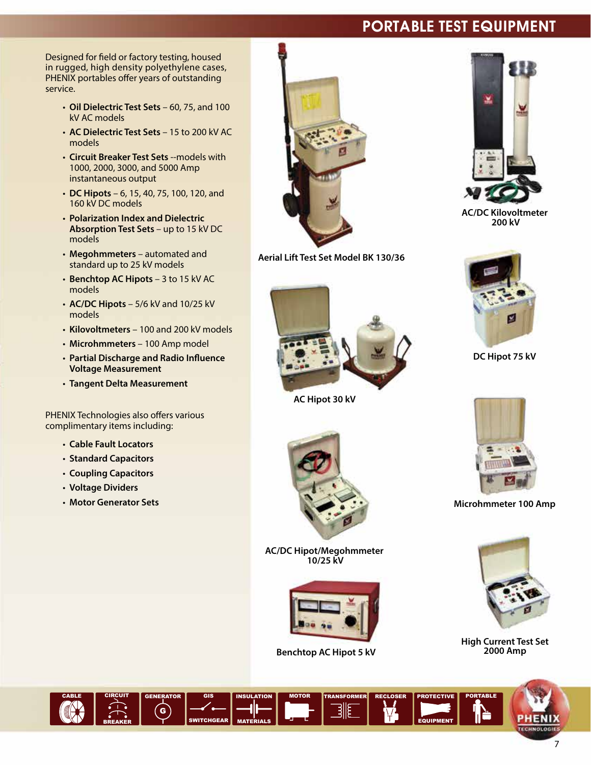# PORTABLE TEST EQUIPMENT

Designed for field or factory testing, housed in rugged, high density polyethylene cases, PHENIX portables offer years of outstanding service.

- **Oil Dielectric Test Sets** – 60, 75, and 100 kV AC models
- **AC Dielectric Test Sets** – 15 to 200 kV AC models
- **Circuit Breaker Test Sets** --models with 1000, 2000, 3000, and 5000 Amp instantaneous output
- **DC Hipots** – 6, 15, 40, 75, 100, 120, and 160 kV DC models
- **Polarization Index and Dielectric Absorption Test Sets** – up to 15 kV DC models
- **Megohmmeters** – automated and standard up to 25 kV models
- **Benchtop AC Hipots** – 3 to 15 kV AC models
- **AC/DC Hipots** – 5/6 kV and 10/25 kV models
- **Kilovoltmeters** – 100 and 200 kV models
- **Microhmmeters** – 100 Amp model
- **Partial Discharge and Radio Influence Voltage Measurement**
- **Tangent Delta Measurement**

PHENIX Technologies also offers various complimentary items including:

- **Cable Fault Locators**
- **Standard Capacitors**
- **Coupling Capacitors**
- **Voltage Dividers**
- **Motor Generator Sets**

Aerial Lift Test Set Model BK 130/36

AC/DC Kilovoltmeter 200 kV

DC Hipot 75 kV

AC Hipot 30 kV

Microhmmeter 100 Amp

AC/DC Hipot/Megohmmeter 10/25 kV

Benchtop AC Hipot 5 kV

High Current Test Set 2000 Amp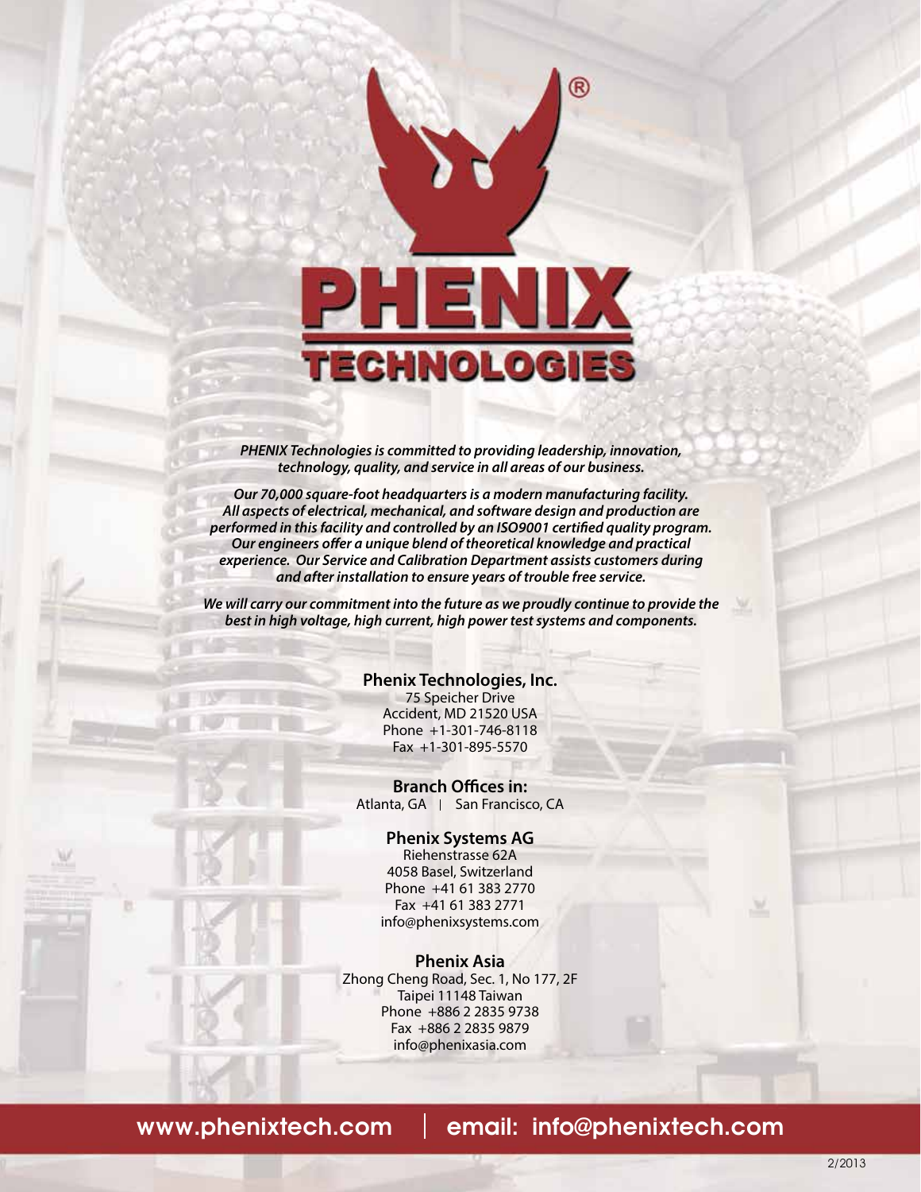# PHENIX TECHNOLOGIES

***PHENIX Technologies is committed to providing leadership, innovation, technology, quality, and service in all areas of our business.***

***Our 70,000 square-foot headquarters is a modern manufacturing facility. All aspects of electrical, mechanical, and software design and production are performed in this facility and controlled by an ISO9001 certified quality program. Our engineers offer a unique blend of theoretical knowledge and practical experience. Our Service and Calibration Department assists customers during and after installation to ensure years of trouble free service.***

***We will carry our commitment into the future as we proudly continue to provide the best in high voltage, high current, high power test systems and components.***

**Phenix Technologies, Inc.**
75 Speicher Drive
Accident, MD 21520 USA
Phone +1-301-746-8118
Fax +1-301-895-5570

**Branch Offices in:**
Atlanta, GA | San Francisco, CA

**Phenix Systems AG**
Riehenstrasse 62A
4058 Basel, Switzerland
Phone +41 61 383 2770
Fax +41 61 383 2771
info@phenixsystems.com

**Phenix Asia**
Zhong Cheng Road, Sec. 1, No 177, 2F
Taipei 11148 Taiwan
Phone +886 2 2835 9738
Fax +886 2 2835 9879
info@phenixasia.com

www.phenixtech.com | email: info@phenixtech.com

2/2013